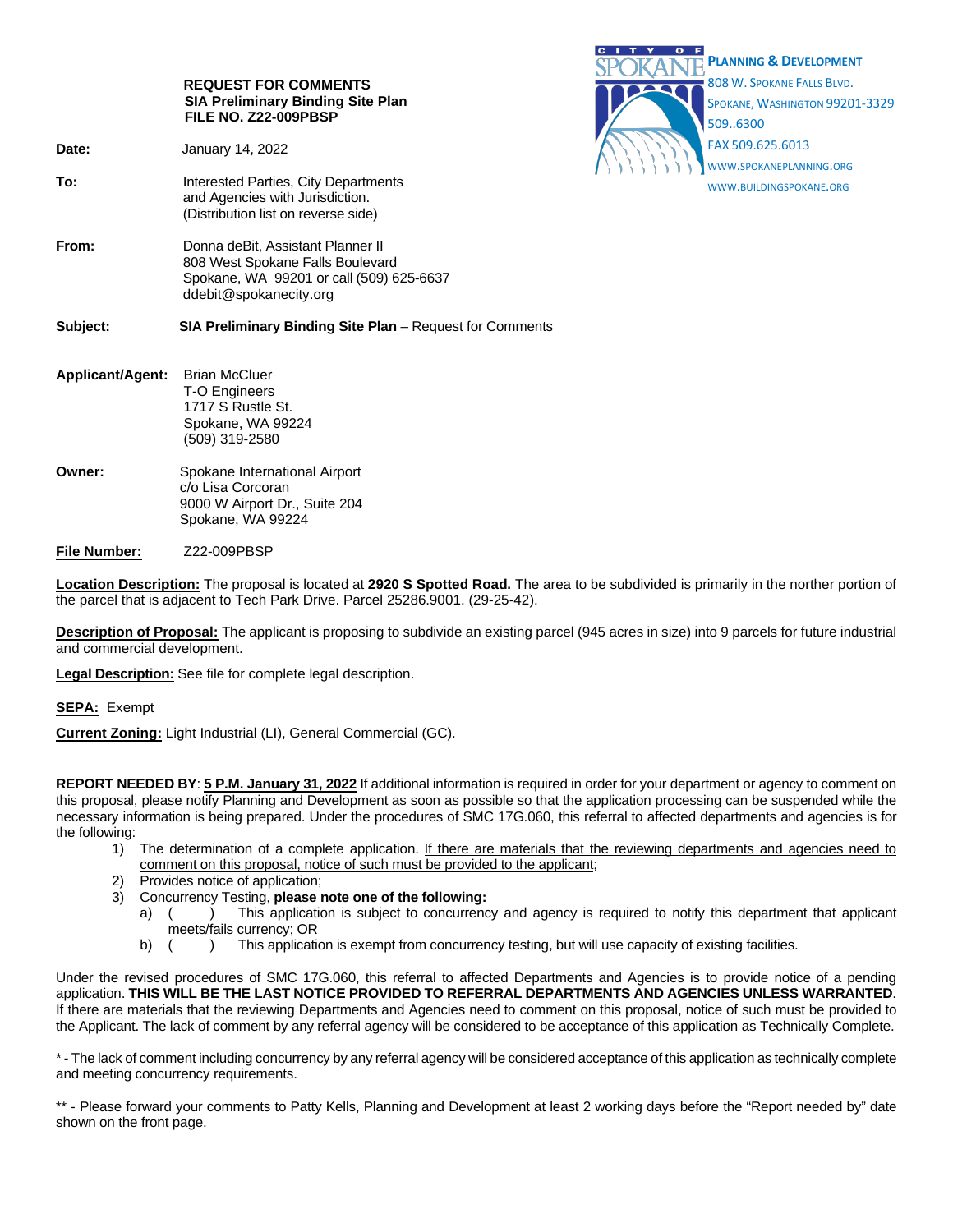**REQUEST FOR COMMENTS**
**SIA Preliminary Binding Site Plan**
**FILE NO. Z22-009PBSP**

CITY OF SPOKANE
**PLANNING & DEVELOPMENT**
808 W. SPOKANE FALLS BLVD.
SPOKANE, WASHINGTON 99201-3329
509..6300
FAX 509.625.6013
WWW.SPOKANEPLANNING.ORG
WWW.BUILDINGSPOKANE.ORG

**Date:** January 14, 2022

**To:** Interested Parties, City Departments and Agencies with Jurisdiction. (Distribution list on reverse side)

**From:** Donna deBit, Assistant Planner II
808 West Spokane Falls Boulevard
Spokane, WA 99201 or call (509) 625-6637
ddebit@spokanecity.org

**Subject:** **SIA Preliminary Binding Site Plan** – Request for Comments

**Applicant/Agent:** Brian McCluer
T-O Engineers
1717 S Rustle St.
Spokane, WA 99224
(509) 319-2580

**Owner:** Spokane International Airport
c/o Lisa Corcoran
9000 W Airport Dr., Suite 204
Spokane, WA 99224

**File Number:** Z22-009PBSP

**Location Description:** The proposal is located at **2920 S Spotted Road.** The area to be subdivided is primarily in the norther portion of the parcel that is adjacent to Tech Park Drive. Parcel 25286.9001. (29-25-42).

**Description of Proposal:** The applicant is proposing to subdivide an existing parcel (945 acres in size) into 9 parcels for future industrial and commercial development.

**Legal Description:** See file for complete legal description.

**SEPA:** Exempt

**Current Zoning:** Light Industrial (LI), General Commercial (GC).

**REPORT NEEDED BY**: **5 P.M. January 31, 2022** If additional information is required in order for your department or agency to comment on this proposal, please notify Planning and Development as soon as possible so that the application processing can be suspended while the necessary information is being prepared. Under the procedures of SMC 17G.060, this referral to affected departments and agencies is for the following:

1) The determination of a complete application. If there are materials that the reviewing departments and agencies need to comment on this proposal, notice of such must be provided to the applicant;
2) Provides notice of application;
3) Concurrency Testing, **please note one of the following:**
   a) (   ) This application is subject to concurrency and agency is required to notify this department that applicant meets/fails currency; OR
   b) (   ) This application is exempt from concurrency testing, but will use capacity of existing facilities.

Under the revised procedures of SMC 17G.060, this referral to affected Departments and Agencies is to provide notice of a pending application. **THIS WILL BE THE LAST NOTICE PROVIDED TO REFERRAL DEPARTMENTS AND AGENCIES UNLESS WARRANTED**. If there are materials that the reviewing Departments and Agencies need to comment on this proposal, notice of such must be provided to the Applicant. The lack of comment by any referral agency will be considered to be acceptance of this application as Technically Complete.

\* - The lack of comment including concurrency by any referral agency will be considered acceptance of this application as technically complete and meeting concurrency requirements.

\*\* - Please forward your comments to Patty Kells, Planning and Development at least 2 working days before the "Report needed by" date shown on the front page.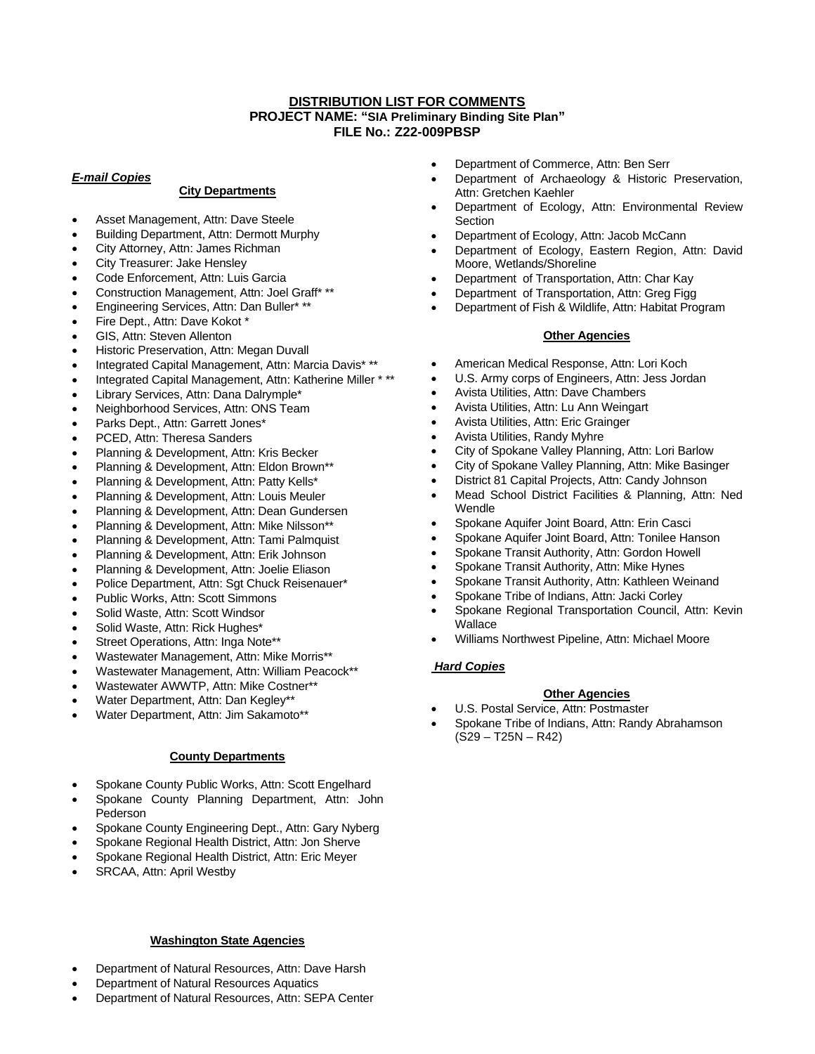## DISTRIBUTION LIST FOR COMMENTS
### PROJECT NAME: "SIA Preliminary Binding Site Plan"
### FILE No.: Z22-009PBSP

***E-mail Copies***

**City Departments**

- Asset Management, Attn: Dave Steele
- Building Department, Attn: Dermott Murphy
- City Attorney, Attn: James Richman
- City Treasurer: Jake Hensley
- Code Enforcement, Attn: Luis Garcia
- Construction Management, Attn: Joel Graff* **
- Engineering Services, Attn: Dan Buller* **
- Fire Dept., Attn: Dave Kokot *
- GIS, Attn: Steven Allenton
- Historic Preservation, Attn: Megan Duvall
- Integrated Capital Management, Attn: Marcia Davis* **
- Integrated Capital Management, Attn: Katherine Miller * **
- Library Services, Attn: Dana Dalrymple*
- Neighborhood Services, Attn: ONS Team
- Parks Dept., Attn: Garrett Jones*
- PCED, Attn: Theresa Sanders
- Planning & Development, Attn: Kris Becker
- Planning & Development, Attn: Eldon Brown**
- Planning & Development, Attn: Patty Kells*
- Planning & Development, Attn: Louis Meuler
- Planning & Development, Attn: Dean Gundersen
- Planning & Development, Attn: Mike Nilsson**
- Planning & Development, Attn: Tami Palmquist
- Planning & Development, Attn: Erik Johnson
- Planning & Development, Attn: Joelie Eliason
- Police Department, Attn: Sgt Chuck Reisenauer*
- Public Works, Attn: Scott Simmons
- Solid Waste, Attn: Scott Windsor
- Solid Waste, Attn: Rick Hughes*
- Street Operations, Attn: Inga Note**
- Wastewater Management, Attn: Mike Morris**
- Wastewater Management, Attn: William Peacock**
- Wastewater AWWTP, Attn: Mike Costner**
- Water Department, Attn: Dan Kegley**
- Water Department, Attn: Jim Sakamoto**

**County Departments**

- Spokane County Public Works, Attn: Scott Engelhard
- Spokane County Planning Department, Attn: John Pederson
- Spokane County Engineering Dept., Attn: Gary Nyberg
- Spokane Regional Health District, Attn: Jon Sherve
- Spokane Regional Health District, Attn: Eric Meyer
- SRCAA, Attn: April Westby

**Washington State Agencies**

- Department of Natural Resources, Attn: Dave Harsh
- Department of Natural Resources Aquatics
- Department of Natural Resources, Attn: SEPA Center
- Department of Commerce, Attn: Ben Serr
- Department of Archaeology & Historic Preservation, Attn: Gretchen Kaehler
- Department of Ecology, Attn: Environmental Review Section
- Department of Ecology, Attn: Jacob McCann
- Department of Ecology, Eastern Region, Attn: David Moore, Wetlands/Shoreline
- Department of Transportation, Attn: Char Kay
- Department of Transportation, Attn: Greg Figg
- Department of Fish & Wildlife, Attn: Habitat Program

**Other Agencies**

- American Medical Response, Attn: Lori Koch
- U.S. Army corps of Engineers, Attn: Jess Jordan
- Avista Utilities, Attn: Dave Chambers
- Avista Utilities, Attn: Lu Ann Weingart
- Avista Utilities, Attn: Eric Grainger
- Avista Utilities, Randy Myhre
- City of Spokane Valley Planning, Attn: Lori Barlow
- City of Spokane Valley Planning, Attn: Mike Basinger
- District 81 Capital Projects, Attn: Candy Johnson
- Mead School District Facilities & Planning, Attn: Ned Wendle
- Spokane Aquifer Joint Board, Attn: Erin Casci
- Spokane Aquifer Joint Board, Attn: Tonilee Hanson
- Spokane Transit Authority, Attn: Gordon Howell
- Spokane Transit Authority, Attn: Mike Hynes
- Spokane Transit Authority, Attn: Kathleen Weinand
- Spokane Tribe of Indians, Attn: Jacki Corley
- Spokane Regional Transportation Council, Attn: Kevin Wallace
- Williams Northwest Pipeline, Attn: Michael Moore

***Hard Copies***

**Other Agencies**

- U.S. Postal Service, Attn: Postmaster
- Spokane Tribe of Indians, Attn: Randy Abrahamson (S29 – T25N – R42)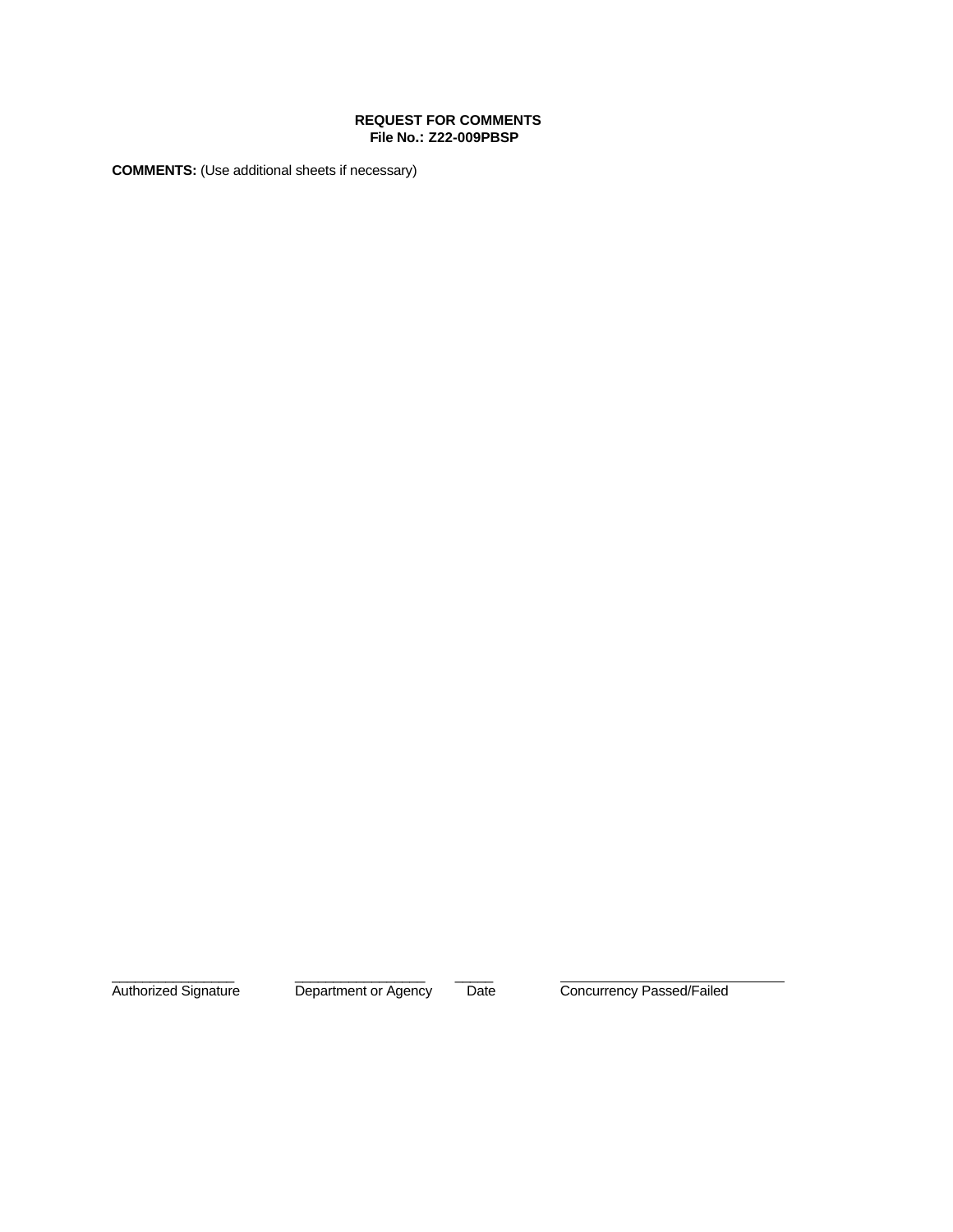**REQUEST FOR COMMENTS**
**File No.: Z22-009PBSP**

**COMMENTS:** (Use additional sheets if necessary)

| | | | |
|---|---|---|---|
| _________________ | __________________ | ______ | _______________________________ |
| Authorized Signature | Department or Agency | Date | Concurrency Passed/Failed |